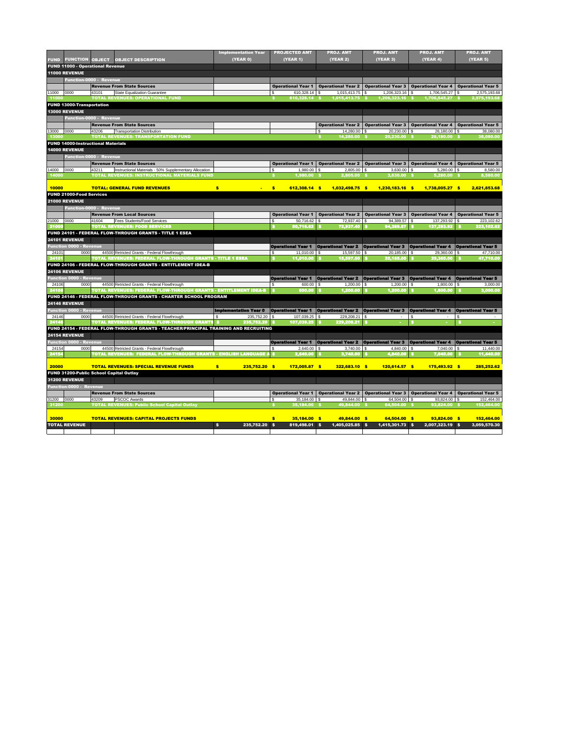| FUND | FUNCTION | OBJECT | OBJECT DESCRIPTION | Implementation Year (YEAR 0) | PROJECTED AMT (YEAR 1) | PROJ. AMT (YEAR 2) | PROJ. AMT (YEAR 3) | PROJ. AMT (YEAR 4) | PROJ. AMT (YEAR 5) |
|---|---|---|---|---|---|---|---|---|---|
| FUND 11000 - Operational Revenue | | | | | | | | | |
| 11000 REVENUE | | | | | | | | | |
| | Function-0000 - Revenue | | | | | | | | |
| | | | Revenue From State Sources | | Operational Year 1 | Operational Year 2 | Operational Year 3 | Operational Year 4 | Operational Year 5 |
| 11000 | 0000 | 43101 | State Equalization Guarantee | | $ 610,328.14 | $ 1,015,413.75 | $ 1,206,323.16 | $ 1,706,545.27 | $ 2,575,193.68 |
| 11000 | | | TOTAL REVENUES: OPERATIONAL FUND | | $ 610,328.14 | $ 1,015,413.75 | $ 1,206,323.16 | $ 1,706,545.27 | $ 2,575,193.68 |
| FUND 13000-Transportation | | | | | | | | | |
| 13000 REVENUE | | | | | | | | | |
| | Function-0000 - Revenue | | | | | | | | |
| | | | Revenue From State Sources | | | Operational Year 2 | Operational Year 3 | Operational Year 4 | Operational Year 5 |
| 13000 | 0000 | 43206 | Transportation Distribution | | | $ 14,280.00 | $ 20,230.00 | $ 26,180.00 | $ 38,080.00 |
| 13000 | | | TOTAL REVENUES: TRANSPORTATION FUND | | | $ 14,280.00 | $ 20,230.00 | $ 26,180.00 | $ 38,080.00 |
| FUND 14000-Instructional Materials | | | | | | | | | |
| 14000 REVENUE | | | | | | | | | |
| | Function-0000 - Revenue | | | | | | | | |
| | | | Revenue From State Sources | | Operational Year 1 | Operational Year 2 | Operational Year 3 | Operational Year 4 | Operational Year 5 |
| 14000 | 0000 | 43211 | Instructional Materials - 50% Supplementary Allocation | | $ 1,980.00 | $ 2,805.00 | $ 3,630.00 | $ 5,280.00 | $ 8,580.00 |
| 14000 | | | TOTAL REVENUES: INSTRUCTIONAL MATERIALS FUND | | $ 1,980.00 | $ 2,805.00 | $ 3,630.00 | $ 5,280.00 | $ 8,580.00 |
| 10000 | | | TOTAL: GENERAL FUND REVENUES | $ - | $ 612,308.14 | $ 1,032,498.75 | $ 1,230,183.16 | $ 1,738,005.27 | $ 2,621,853.68 |
| FUND 21000-Food Services | | | | | | | | | |
| 21000 REVENUE | | | | | | | | | |
| | Function-0000 - Revenue | | | | | | | | |
| | | | Revenue From Local Sources | | Operational Year 1 | Operational Year 2 | Operational Year 3 | Operational Year 4 | Operational Year 5 |
| 21000 | 0000 | 41604 | Fees Students/Food Services | | $ 50,716.62 | $ 72,937.40 | $ 94,389.57 | $ 137,293.92 | $ 223,102.62 |
| 21000 | | | TOTAL REVENUES: FOOD SERVICES | | $ 50,716.62 | $ 72,937.40 | $ 94,389.57 | $ 137,293.92 | $ 223,102.62 |
| FUND 24101 - FEDERAL FLOW-THROUGH GRANTS - TITLE 1 ESEA | | | | | | | | | |
| 24101 REVENUE | | | | | | | | | |
| Function 0000 - Revenue | | | | | Operational Year 1 | Operational Year 2 | Operational Year 3 | Operational Year 4 | Operational Year 5 |
| 24101 | 0000 | 44500 | Retricted Grants - Federal Flowthrough | | $ 11,010.00 | $ 15,597.50 | $ 20,185.00 | $ 29,360.00 | $ 47,710.00 |
| 24101 | | | TOTAL REVENUES: FEDERAL FLOW-THROUGH GRANTS - TITLE 1 ESEA | | $ 11,010.00 | $ 15,597.50 | $ 20,185.00 | $ 29,360.00 | $ 47,710.00 |
| FUND 24106 - FEDERAL FLOW-THROUGH GRANTS - ENTITLEMENT IDEA-B | | | | | | | | | |
| 24106 REVENUE | | | | | | | | | |
| Function 0000 - Revenue | | | | | Operational Year 1 | Operational Year 2 | Operational Year 3 | Operational Year 4 | Operational Year 5 |
| 24106 | 0000 | 44500 | Retricted Grants - Federal Flowthrough | | $ 600.00 | $ 1,200.00 | $ 1,200.00 | $ 1,800.00 | $ 3,000.00 |
| 24106 | | | TOTAL REVENUES: FEDERAL FLOW-THROUGH GRANTS - ENTITLEMENT IDEA-B | | $ 600.00 | $ 1,200.00 | $ 1,200.00 | $ 1,800.00 | $ 3,000.00 |
| FUND 24146 - FEDERAL FLOW-THROUGH GRANTS - CHARTER SCHOOL PROGRAM | | | | | | | | | |
| 24146 REVENUE | | | | | | | | | |
| Function 0000 - Revenue | | | | Implementation Year 0 | Operational Year 1 | Operational Year 2 | Operational Year 3 | Operational Year 4 | Operational Year 5 |
| 24146 | 0000 | 44500 | Retricted Grants - Federal Flowthrough | $ 235,752.20 | $ 107,039.25 | $ 229,208.21 | $ - | $ - | $ - |
| 24146 | | | TOTAL REVENUES: FEDERAL FLOW-THROUGH GRANTS | $ 235,752.20 | $ 107,039.25 | $ 229,208.21 | $ - | $ - | $ - |
| FUND 24154 - FEDERAL FLOW-THROUGH GRANTS - TEACHER/PRINCIPAL TRAINING AND RECRUITING | | | | | | | | | |
| 24154 REVENUE | | | | | | | | | |
| Function 0000 - Revenue | | | | | Operational Year 1 | Operational Year 2 | Operational Year 3 | Operational Year 4 | Operational Year 5 |
| 24154 | 0000 | 44500 | Retricted Grants - Federal Flowthrough | | $ 2,640.00 | $ 3,740.00 | $ 4,840.00 | $ 7,040.00 | $ 11,440.00 |
| 24154 | | | TOTAL REVENUES: FEDERAL FLOW-THROUGH GRANTS - ENGLISH LANGUAGE A | | $ 2,640.00 | $ 3,740.00 | $ 4,840.00 | $ 7,040.00 | $ 11,440.00 |
| 20000 | | | TOTAL REVENUES: SPECIAL REVENUE FUNDS | $ 235,752.20 | $ 172,005.87 | $ 322,683.10 | $ 120,614.57 | $ 175,493.92 | $ 285,252.62 |
| FUND 31200-Public School Capital Outlay | | | | | | | | | |
| 31200 REVENUE | | | | | | | | | |
| Function-0000 - Revenue | | | | | | | | | |
| | | | Revenue From State Sources | | Operational Year 1 | Operational Year 2 | Operational Year 3 | Operational Year 4 | Operational Year 5 |
| 31200 | 0000 | 43209 | PSCOC Awards | | $ 35,184.00 | $ 49,844.00 | $ 64,504.00 | $ 93,824.00 | $ 152,464.00 |
| 31200 | | | TOTAL REVENUES: Public School Capital Outlay | | $ 35,184.00 | $ 49,844.00 | $ 64,504.00 | $ 93,824.00 | $ 152,464.00 |
| 30000 | | | TOTAL REVENUES: CAPITAL PROJECTS FUNDS | | $ 35,184.00 | $ 49,844.00 | $ 64,504.00 | $ 93,824.00 | $ 152,464.00 |
| TOTAL REVENUE | | | | $ 235,752.20 | $ 819,498.01 | $ 1,405,025.85 | $ 1,415,301.73 | $ 2,007,323.19 | $ 3,059,570.30 |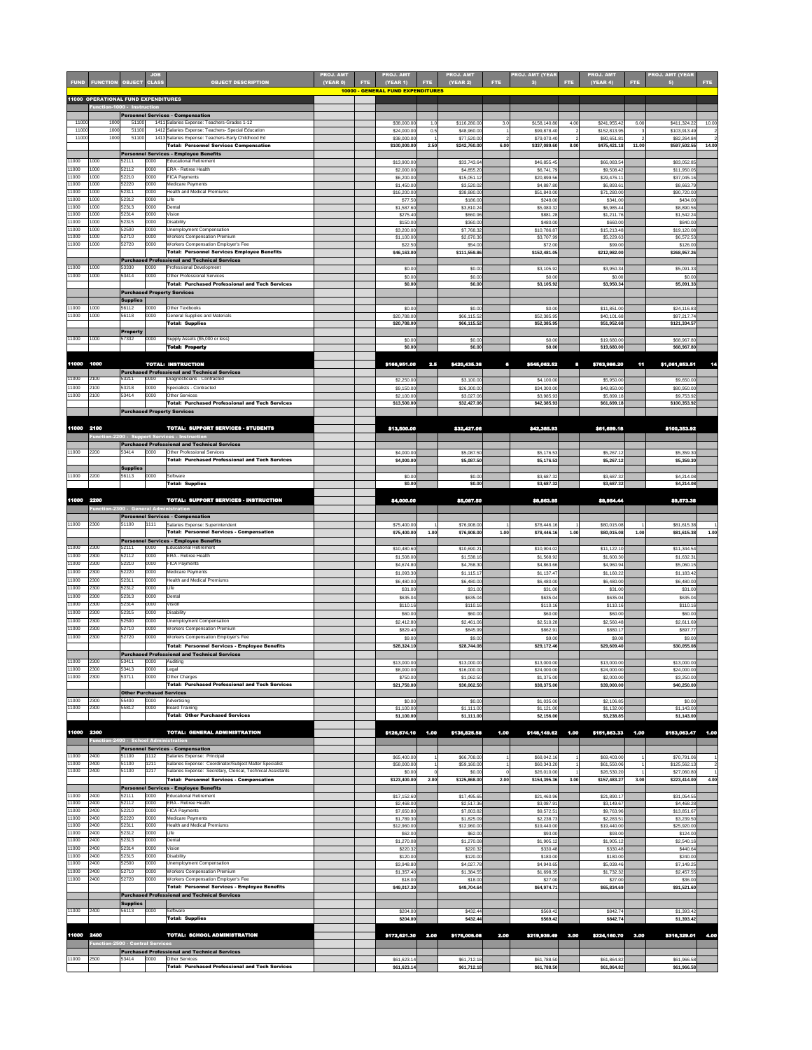| FUND | FUNCTION | OBJECT | JOB CLASS | OBJECT DESCRIPTION | PROJ. AMT (YEAR 0) | FTE | PROJ. AMT (YEAR 1) | FTE | PROJ. AMT (YEAR 2) | FTE | PROJ. AMT (YEAR 3) | FTE | PROJ. AMT (YEAR 4) | FTE | PROJ. AMT (YEAR 5) | FTE |
|---|---|---|---|---|---|---|---|---|---|---|---|---|---|---|---|---|
| | | | | **10000 - GENERAL FUND EXPENDITURES** | | | | | | | | | | | | |
| **11000 OPERATIONAL FUND EXPENDITURES** | | | | | | | | | | | | | | | | |
| Function-1000 - Instruction | | | | | | | | | | | | | | | | |
| | | | | **Personnel Services - Compensation** | | | | | | | | | | | | |
| 11000 | 1000 | 51100 | 1411 | Salaries Expense: Teachers-Grades 1-12 | | | $38,000.00 | 1.0 | $116,280.00 | 3.0 | $158,140.80 | 4.00 | $241,955.42 | 6.00 | $411,324.22 | 10.00 |
| 11000 | 1000 | 51100 | 1412 | Salaries Expense: Teachers- Special Education | | | $24,000.00 | 0.5 | $48,960.00 | 1 | $99,878.40 | 2 | $152,813.95 | 3 | $103,913.49 | 2 |
| 11000 | 1000 | 51100 | 1413 | Salaries Expense: Teachers-Early Childhood Ed | | | $38,000.00 | 1 | $77,520.00 | 2 | $79,070.40 | 2 | $80,651.81 | 2 | $82,264.84 | 2 |
| | | | | **Total: Personnel Services Compensation** | | | **$100,000.00** | **2.50** | **$242,760.00** | **6.00** | **$337,089.60** | **8.00** | **$475,421.18** | **11.00** | **$597,502.55** | **14.00** |
| | | | | **Personnel Services - Employee Benefits** | | | | | | | | | | | | |
| 11000 | 1000 | 52111 | 0000 | Educational Retirement | | | $13,900.00 | | $33,743.64 | | $46,855.45 | | $66,083.54 | | $83,052.85 | |
| 11000 | 1000 | 52112 | 0000 | ERA - Retiree Health | | | $2,000.00 | | $4,855.20 | | $6,741.79 | | $9,508.42 | | $11,950.05 | |
| 11000 | 1000 | 52210 | 0000 | FICA Payments | | | $6,200.00 | | $15,051.12 | | $20,899.56 | | $29,476.11 | | $37,045.16 | |
| 11000 | 1000 | 52220 | 0000 | Medicare Payments | | | $1,450.00 | | $3,520.02 | | $4,887.80 | | $6,893.61 | | $8,663.79 | |
| 11000 | 1000 | 52311 | 0000 | Health and Medical Premiums | | | $16,200.00 | | $38,880.00 | | $51,840.00 | | $71,280.00 | | $90,720.00 | |
| 11000 | 1000 | 52312 | 0000 | Life | | | $77.50 | | $186.00 | | $248.00 | | $341.00 | | $434.00 | |
| 11000 | 1000 | 52313 | 0000 | Dental | | | $1,587.60 | | $3,810.24 | | $5,080.32 | | $6,985.44 | | $8,890.56 | |
| 11000 | 1000 | 52314 | 0000 | Vision | | | $275.40 | | $660.96 | | $881.28 | | $1,211.76 | | $1,542.24 | |
| 11000 | 1000 | 52315 | 0000 | Disability | | | $150.00 | | $360.00 | | $480.00 | | $660.00 | | $840.00 | |
| 11000 | 1000 | 52500 | 0000 | Unemployment Compensation | | | $3,200.00 | | $7,768.32 | | $10,786.87 | | $15,213.48 | | $19,120.08 | |
| 11000 | 1000 | 52710 | 0000 | Workers Compensation Premium | | | $1,100.00 | | $2,670.36 | | $3,707.99 | | $5,229.63 | | $6,572.53 | |
| 11000 | 1000 | 52720 | 0000 | Workers Compensation Employer's Fee | | | $22.50 | | $54.00 | | $72.00 | | $99.00 | | $126.00 | |
| | | | | **Total: Personnel Services Employee Benefits** | | | **$46,163.00** | | **$111,559.86** | | **$152,481.05** | | **$212,982.00** | | **$268,957.26** | |
| | | | | **Purchased Professional and Technical Services** | | | | | | | | | | | | |
| 11000 | 1000 | 53330 | 0000 | Professional Development | | | $0.00 | | $0.00 | | $3,105.92 | | $3,950.34 | | $5,091.33 | |
| 11000 | 1000 | 53414 | 0000 | Other Professional Services | | | $0.00 | | $0.00 | | $0.00 | | $0.00 | | $0.00 | |
| | | | | **Total: Purchased Professional and Tech Services** | | | **$0.00** | | **$0.00** | | **$3,105.92** | | **$3,950.34** | | **$5,091.33** | |
| | | | | **Purchased Property Services** | | | | | | | | | | | | |
| | | **Supplies** | | | | | | | | | | | | | | |
| 11000 | 1000 | 56112 | 0000 | Other Textbooks | | | $0.00 | | $0.00 | | $0.00 | | $11,851.00 | | $24,116.83 | |
| 11000 | 1000 | 56118 | 0000 | General Supplies and Materials | | | $20,788.00 | | $66,115.52 | | $52,385.95 | | $40,101.68 | | $97,217.74 | |
| | | | | **Total: Supplies** | | | **$20,788.00** | | **$66,115.52** | | **$52,385.95** | | **$51,952.68** | | **$121,334.57** | |
| | | **Property** | | | | | | | | | | | | | | |
| 11000 | 1000 | 57332 | 0000 | Supply Assets ($5,000 or less) | | | $0.00 | | $0.00 | | $0.00 | | $19,680.00 | | $68,967.80 | |
| | | | | **Total: Property** | | | **$0.00** | | **$0.00** | | **$0.00** | | **$19,680.00** | | **$68,967.80** | |
| **11000** | **1000** | | | **TOTAL: INSTRUCTION** | | | **$166,951.00** | **2.5** | **$420,435.38** | **6** | **$545,062.52** | **8** | **$763,986.20** | **11** | **$1,061,853.51** | **14** |
| | | | | **Purchased Professional and Technical Services** | | | | | | | | | | | | |
| 11000 | 2100 | 53211 | 0000 | Diagnosticians - Contracted | | | $2,250.00 | | $3,100.00 | | $4,100.00 | | $5,950.00 | | $9,650.00 | |
| 11000 | 2100 | 53218 | 0000 | Specialists - Contracted | | | $9,150.00 | | $26,300.00 | | $34,300.00 | | $49,850.00 | | $80,950.00 | |
| 11000 | 2100 | 53414 | 0000 | Other Services | | | $2,100.00 | | $3,027.06 | | $3,985.93 | | $5,899.18 | | $9,753.92 | |
| | | | | **Total: Purchased Professional and Tech Services** | | | **$13,500.00** | | **$32,427.06** | | **$42,385.93** | | **$61,699.18** | | **$100,353.92** | |
| | | | | **Purchased Property Services** | | | | | | | | | | | | |
| **11000** | **2100** | | | **TOTAL: SUPPORT SERVICES - STUDENTS** | | | **$13,500.00** | | **$32,427.06** | | **$42,385.93** | | **$61,699.18** | | **$100,353.92** | |
| Function-2200 - Support Services - Instruction | | | | | | | | | | | | | | | | |
| | | | | **Purchased Professional and Technical Services** | | | | | | | | | | | | |
| 11000 | 2200 | 53414 | 0000 | Other Professional Services | | | $4,000.00 | | $5,087.50 | | $5,176.53 | | $5,267.12 | | $5,359.30 | |
| | | | | **Total: Purchased Professional and Tech Services** | | | **$4,000.00** | | **$5,087.50** | | **$5,176.53** | | **$5,267.12** | | **$5,359.30** | |
| | | **Supplies** | | | | | | | | | | | | | | |
| 11000 | 2200 | 56113 | 0000 | Software | | | $0.00 | | $0.00 | | $3,687.32 | | $3,687.32 | | $4,214.08 | |
| | | | | **Total: Supplies** | | | **$0.00** | | **$0.00** | | **$3,687.32** | | **$3,687.32** | | **$4,214.08** | |
| **11000** | **2200** | | | **TOTAL: SUPPORT SERVICES - INSTRUCTION** | | | **$4,000.00** | | **$5,087.50** | | **$8,863.85** | | **$8,954.44** | | **$9,573.38** | |
| Function-2300 - General Administration | | | | | | | | | | | | | | | | |
| | | | | **Personnel Services - Compensation** | | | | | | | | | | | | |
| 11000 | 2300 | 51100 | 1111 | Salaries Expense: Superintendent | | | $75,400.00 | 1 | $76,908.00 | 1 | $78,446.16 | 1 | $80,015.08 | 1 | $81,615.38 | 1 |
| | | | | **Total: Personnel Services - Compensation** | | | **$75,400.00** | **1.00** | **$76,908.00** | **1.00** | **$78,446.16** | **1.00** | **$80,015.08** | **1.00** | **$81,615.38** | **1.00** |
| | | | | **Personnel Services - Employee Benefits** | | | | | | | | | | | | |
| 11000 | 2300 | 52111 | 0000 | Educational Retirement | | | $10,480.60 | | $10,690.21 | | $10,904.02 | | $11,122.10 | | $11,344.54 | |
| 11000 | 2300 | 52112 | 0000 | ERA - Retiree Health | | | $1,508.00 | | $1,538.16 | | $1,568.92 | | $1,600.30 | | $1,632.31 | |
| 11000 | 2300 | 52210 | 0000 | FICA Payments | | | $4,674.80 | | $4,768.30 | | $4,863.66 | | $4,960.94 | | $5,060.15 | |
| 11000 | 2300 | 52220 | 0000 | Medicare Payments | | | $1,093.30 | | $1,115.17 | | $1,137.47 | | $1,160.22 | | $1,183.42 | |
| 11000 | 2300 | 52311 | 0000 | Health and Medical Premiums | | | $6,480.00 | | $6,480.00 | | $6,480.00 | | $6,480.00 | | $6,480.00 | |
| 11000 | 2300 | 52312 | 0000 | Life | | | $31.00 | | $31.00 | | $31.00 | | $31.00 | | $31.00 | |
| 11000 | 2300 | 52313 | 0000 | Dental | | | $635.04 | | $635.04 | | $635.04 | | $635.04 | | $635.04 | |
| 11000 | 2300 | 52314 | 0000 | Vision | | | $110.16 | | $110.16 | | $110.16 | | $110.16 | | $110.16 | |
| 11000 | 2300 | 52315 | 0000 | Disability | | | $60.00 | | $60.00 | | $60.00 | | $60.00 | | $60.00 | |
| 11000 | 2300 | 52500 | 0000 | Unemployment Compensation | | | $2,412.80 | | $2,461.06 | | $2,510.28 | | $2,560.48 | | $2,611.69 | |
| 11000 | 2300 | 52710 | 0000 | Workers Compensation Premium | | | $829.40 | | $845.99 | | $862.91 | | $880.17 | | $897.77 | |
| 11000 | 2300 | 52720 | 0000 | Workers Compensation Employer's Fee | | | $9.00 | | $9.00 | | $9.00 | | $9.00 | | $9.00 | |
| | | | | **Total: Personnel Services - Employee Benefits** | | | **$28,324.10** | | **$28,744.08** | | **$29,172.46** | | **$29,609.40** | | **$30,055.08** | |
| | | | | **Purchased Professional and Technical Services** | | | | | | | | | | | | |
| 11000 | 2300 | 53411 | 0000 | Auditing | | | $13,000.00 | | $13,000.00 | | $13,000.00 | | $13,000.00 | | $13,000.00 | |
| 11000 | 2300 | 53413 | 0000 | Legal | | | $8,000.00 | | $16,000.00 | | $24,000.00 | | $24,000.00 | | $24,000.00 | |
| 11000 | 2300 | 53711 | 0000 | Other Charges | | | $750.00 | | $1,062.50 | | $1,375.00 | | $2,000.00 | | $3,250.00 | |
| | | | | **Total: Purchased Professional and Tech Services** | | | **$21,750.00** | | **$30,062.50** | | **$38,375.00** | | **$39,000.00** | | **$40,250.00** | |
| | | **Other Purchased Services** | | | | | | | | | | | | | | |
| 11000 | 2300 | 55400 | 0000 | Advertising | | | $0.00 | | $0.00 | | $1,035.00 | | $2,106.85 | | $0.00 | |
| 11000 | 2300 | 55812 | 0000 | Board Training | | | $1,100.00 | | $1,111.00 | | $1,121.00 | | $1,132.00 | | $1,143.00 | |
| | | | | **Total: Other Purchased Services** | | | **$1,100.00** | | **$1,111.00** | | **$2,156.00** | | **$3,238.85** | | **$1,143.00** | |
| **11000** | **2300** | | | **TOTAL: GENERAL ADMINISTRATION** | | | **$126,574.10** | **1.00** | **$136,825.58** | **1.00** | **$148,149.62** | **1.00** | **$151,863.33** | **1.00** | **$153,063.47** | **1.00** |
| Function-2400 - School Administration | | | | | | | | | | | | | | | | |
| | | | | **Personnel Services - Compensation** | | | | | | | | | | | | |
| 11000 | 2400 | 51100 | 1112 | Salaries Expense: Principal | | | $65,400.00 | 1 | $66,708.00 | 1 | $68,042.16 | 1 | $69,403.00 | 1 | $70,791.06 | 1 |
| 11000 | 2400 | 51100 | 1211 | Salaries Expense: Coordinator/Subject Matter Specialist | | | $58,000.00 | 1 | $59,160.00 | 1 | $60,343.20 | 1 | $61,550.06 | 1 | $125,562.13 | 2 |
| 11000 | 2400 | 51100 | 1217 | Salaries Expense: Secretary, Clerical, Technical Assistants | | | $0.00 | 0 | $0.00 | 0 | $26,010.00 | 1 | $26,530.20 | 1 | $27,060.80 | 1 |
| | | | | **Total: Personnel Services - Compensation** | | | **$123,400.00** | **2.00** | **$125,868.00** | **2.00** | **$154,395.36** | **3.00** | **$157,483.27** | **3.00** | **$223,414.00** | **4.00** |
| | | | | **Personnel Services - Employee Benefits** | | | | | | | | | | | | |
| 11000 | 2400 | 52111 | 0000 | Educational Retirement | | | $17,152.60 | | $17,495.65 | | $21,460.96 | | $21,890.17 | | $31,054.55 | |
| 11000 | 2400 | 52112 | 0000 | ERA - Retiree Health | | | $2,468.00 | | $2,517.36 | | $3,087.91 | | $3,149.67 | | $4,468.28 | |
| 11000 | 2400 | 52210 | 0000 | FICA Payments | | | $7,650.80 | | $7,803.82 | | $9,572.51 | | $9,763.96 | | $13,851.67 | |
| 11000 | 2400 | 52220 | 0000 | Medicare Payments | | | $1,789.30 | | $1,825.09 | | $2,238.73 | | $2,283.51 | | $3,239.50 | |
| 11000 | 2400 | 52311 | 0000 | Health and Medical Premiums | | | $12,960.00 | | $12,960.00 | | $19,440.00 | | $19,440.00 | | $25,920.00 | |
| 11000 | 2400 | 52312 | 0000 | Life | | | $62.00 | | $62.00 | | $93.00 | | $93.00 | | $124.00 | |
| 11000 | 2400 | 52313 | 0000 | Dental | | | $1,270.08 | | $1,270.08 | | $1,905.12 | | $1,905.12 | | $2,540.16 | |
| 11000 | 2400 | 52314 | 0000 | Vision | | | $220.32 | | $220.32 | | $330.48 | | $330.48 | | $440.64 | |
| 11000 | 2400 | 52315 | 0000 | Disability | | | $120.00 | | $120.00 | | $180.00 | | $180.00 | | $240.00 | |
| 11000 | 2400 | 52500 | 0000 | Unemployment Compensation | | | $3,948.80 | | $4,027.78 | | $4,940.65 | | $5,039.46 | | $7,149.25 | |
| 11000 | 2400 | 52710 | 0000 | Workers Compensation Premium | | | $1,357.40 | | $1,384.55 | | $1,698.35 | | $1,732.32 | | $2,457.55 | |
| 11000 | 2400 | 52720 | 0000 | Workers Compensation Employer's Fee | | | $18.00 | | $18.00 | | $27.00 | | $27.00 | | $36.00 | |
| | | | | **Total: Personnel Services - Employee Benefits** | | | **$49,017.30** | | **$49,704.64** | | **$64,974.71** | | **$65,834.69** | | **$91,521.60** | |
| | | | | **Purchased Professional and Technical Services** | | | | | | | | | | | | |
| | | **Supplies** | | | | | | | | | | | | | | |
| 11000 | 2400 | 56113 | 0000 | Software | | | $204.00 | | $432.44 | | $569.42 | | $842.74 | | $1,393.42 | |
| | | | | **Total: Supplies** | | | **$204.00** | | **$432.44** | | **$569.42** | | **$842.74** | | **$1,393.42** | |
| **11000** | **2400** | | | **TOTAL: SCHOOL ADMINISTRATION** | | | **$172,621.30** | **2.00** | **$176,005.08** | **2.00** | **$219,939.49** | **3.00** | **$224,160.70** | **3.00** | **$316,329.01** | **4.00** |
| Function-2500 - Central Services | | | | | | | | | | | | | | | | |
| | | | | **Purchased Professional and Technical Services** | | | | | | | | | | | | |
| 11000 | 2500 | 53414 | 0000 | Other Services | | | $61,623.14 | | $61,712.18 | | $61,788.50 | | $61,864.82 | | $61,966.58 | |
| | | | | **Total: Purchased Professional and Tech Services** | | | **$61,623.14** | | **$61,712.18** | | **$61,788.50** | | **$61,864.82** | | **$61,966.58** | |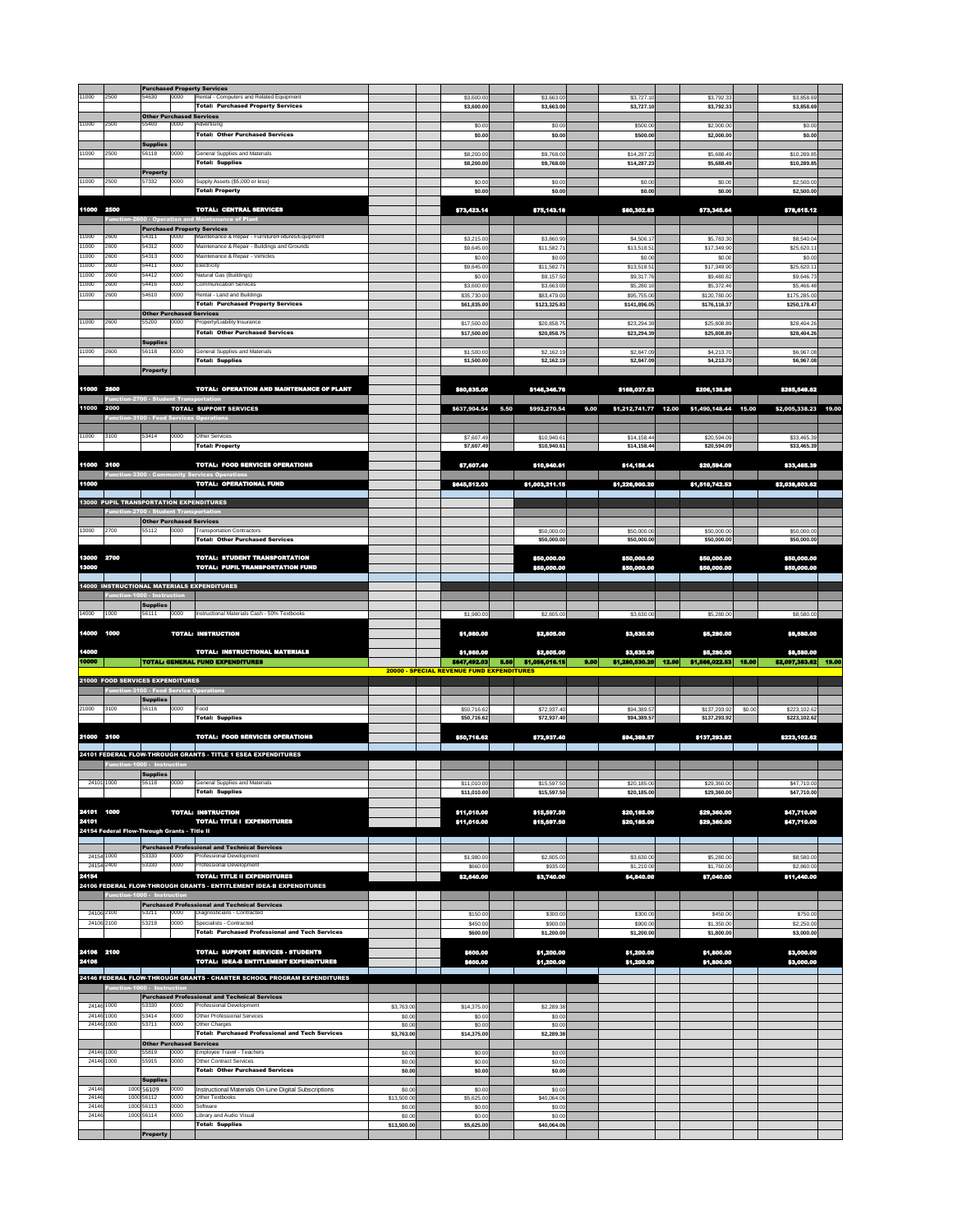| | | | | | | | | | | | | | | | | |
|---|---|---|---|---|---|---|---|---|---|---|---|---|---|---|---|---|
| | | **Purchased Property Services** | | | | | | | | | | | | | | |
| 11000 | 2500 | 54630 | 0000 | Rental - Computers and Related Equipment | | | $3,600.00 | | $3,663.00 | | $3,727.10 | | $3,792.33 | | $3,858.69 | |
| | | | | **Total: Purchased Property Services** | | | **$3,600.00** | | **$3,663.00** | | **$3,727.10** | | **$3,792.33** | | **$3,858.69** | |
| | | **Other Purchased Services** | | | | | | | | | | | | | | |
| 11000 | 2500 | 55400 | 0000 | Advertising | | | $0.00 | | $0.00 | | $500.00 | | $2,000.00 | | $0.00 | |
| | | | | **Total: Other Purchased Services** | | | **$0.00** | | **$0.00** | | **$500.00** | | **$2,000.00** | | **$0.00** | |
| | | **Supplies** | | | | | | | | | | | | | | |
| 11000 | 2500 | 56118 | 0000 | General Supplies and Materials | | | $8,200.00 | | $9,768.00 | | $14,287.23 | | $5,688.49 | | $10,289.85 | |
| | | | | **Total: Supplies** | | | **$8,200.00** | | **$9,768.00** | | **$14,287.23** | | **$5,688.49** | | **$10,289.85** | |
| | | **Property** | | | | | | | | | | | | | | |
| 11000 | 2500 | 57332 | 0000 | Supply Assets ($5,000 or less) | | | $0.00 | | $0.00 | | $0.00 | | $0.00 | | $2,500.00 | |
| | | | | **Total: Property** | | | **$0.00** | | **$0.00** | | **$0.00** | | **$0.00** | | **$2,500.00** | |
| **11000** | **2500** | | | **TOTAL: CENTRAL SERVICES** | | | **$73,423.14** | | **$75,143.18** | | **$80,302.83** | | **$73,345.64** | | **$78,615.12** | |
| **Function-2600 - Operation and Maintenance of Plant** | | | | | | | | | | | | | | | | |
| | | **Purchased Property Services** | | | | | | | | | | | | | | |
| 11000 | 2600 | 54311 | 0000 | Maintenance & Repair - Furniture/Fixtures/Equipment | | | $3,215.00 | | $3,860.90 | | $4,506.17 | | $5,783.30 | | $8,540.04 | |
| 11000 | 2600 | 54312 | 0000 | Maintenance & Repair - Buildings and Grounds | | | $9,645.00 | | $11,582.71 | | $13,518.51 | | $17,349.90 | | $25,620.11 | |
| 11000 | 2600 | 54313 | 0000 | Maintenance & Repair - Vehicles | | | $0.00 | | $0.00 | | $0.00 | | $0.00 | | $0.00 | |
| 11000 | 2600 | 54411 | 0000 | Electricity | | | $9,645.00 | | $11,582.71 | | $13,518.51 | | $17,349.90 | | $25,620.11 | |
| 11000 | 2600 | 54412 | 0000 | Natural Gas (Buildings) | | | $0.00 | | $9,157.50 | | $9,317.76 | | $9,480.82 | | $9,646.73 | |
| 11000 | 2600 | 54416 | 0000 | Communication Services | | | $3,600.00 | | $3,663.00 | | $5,280.10 | | $5,372.46 | | $5,466.48 | |
| 11000 | 2600 | 54610 | 0000 | Rental - Land and Buildings | | | $35,730.00 | | $83,479.00 | | $95,755.00 | | $120,780.00 | | $175,285.00 | |
| | | | | **Total: Purchased Property Services** | | | **$61,835.00** | | **$123,325.83** | | **$141,896.05** | | **$176,116.37** | | **$250,178.47** | |
| | | **Other Purchased Services** | | | | | | | | | | | | | | |
| 11000 | 2600 | 55200 | 0000 | Property/Liability Insurance | | | $17,500.00 | | $20,858.75 | | $23,294.39 | | $25,808.89 | | $28,404.26 | |
| | | | | **Total: Other Purchased Services** | | | **$17,500.00** | | **$20,858.75** | | **$23,294.39** | | **$25,808.89** | | **$28,404.26** | |
| | | **Supplies** | | | | | | | | | | | | | | |
| 11000 | 2600 | 56118 | 0000 | General Supplies and Materials | | | $1,500.00 | | $2,162.19 | | $2,847.09 | | $4,213.70 | | $6,967.08 | |
| | | | | **Total: Supplies** | | | **$1,500.00** | | **$2,162.19** | | **$2,847.09** | | **$4,213.70** | | **$6,967.08** | |
| | | **Property** | | | | | | | | | | | | | | |
| **11000** | **2600** | | | **TOTAL: OPERATION AND MAINTENANCE OF PLANT** | | | **$80,835.00** | | **$146,346.76** | | **$168,037.53** | | **$206,138.96** | | **$285,549.82** | |
| **Function-2700 - Student Transportation** | | | | | | | | | | | | | | | | |
| **11000** | **2000** | | | **TOTAL: SUPPORT SERVICES** | | | **$637,904.54** | **5.50** | **$992,270.54** | **9.00** | **$1,212,741.77** | **12.00** | **$1,490,148.44** | **15.00** | **$2,005,338.23** | **19.00** |
| **Function-3100 - Food Services Operations** | | | | | | | | | | | | | | | | |
| 11000 | 3100 | 53414 | 0000 | Other Services | | | $7,607.49 | | $10,940.61 | | $14,158.44 | | $20,594.09 | | $33,465.39 | |
| | | | | **Total: Property** | | | **$7,607.49** | | **$10,940.61** | | **$14,158.44** | | **$20,594.09** | | **$33,465.39** | |
| **11000** | **3100** | | | **TOTAL: FOOD SERVICES OPERATIONS** | | | **$7,607.49** | | **$10,940.61** | | **$14,158.44** | | **$20,594.09** | | **$33,465.39** | |
| **Function-3300 - Community Services Operations** | | | | | | | | | | | | | | | | |
| **11000** | | | | **TOTAL: OPERATIONAL FUND** | | | **$645,512.03** | | **$1,003,211.15** | | **$1,226,900.20** | | **$1,510,742.53** | | **$2,038,803.62** | |
| **13000 PUPIL TRANSPORTATION EXPENDITURES** | | | | | | | | | | | | | | | | |
| **Function-2700 - Student Transportation** | | | | | | | | | | | | | | | | |
| | | **Other Purchased Services** | | | | | | | | | | | | | | |
| 13000 | 2700 | 55112 | 0000 | Transportation Contractors | | | | | $50,000.00 | | $50,000.00 | | $50,000.00 | | $50,000.00 | |
| | | | | **Total: Other Purchased Services** | | | | | **$50,000.00** | | **$50,000.00** | | **$50,000.00** | | **$50,000.00** | |
| **13000** | **2700** | | | **TOTAL: STUDENT TRANSPORTATION** | | | | | **$50,000.00** | | **$50,000.00** | | **$50,000.00** | | **$50,000.00** | |
| **13000** | | | | **TOTAL: PUPIL TRANSPORTATION FUND** | | | | | **$50,000.00** | | **$50,000.00** | | **$50,000.00** | | **$50,000.00** | |
| **14000 INSTRUCTIONAL MATERIALS EXPENDITURES** | | | | | | | | | | | | | | | | |
| **Function-1000 - Instruction** | | | | | | | | | | | | | | | | |
| | | **Supplies** | | | | | | | | | | | | | | |
| 14000 | 1000 | 56111 | 0000 | Instructional Materials Cash - 50% Textbooks | | | $1,980.00 | | $2,805.00 | | $3,630.00 | | $5,280.00 | | $8,580.00 | |
| **14000** | **1000** | | | **TOTAL: INSTRUCTION** | | | **$1,980.00** | | **$2,805.00** | | **$3,630.00** | | **$5,280.00** | | **$8,580.00** | |
| **14000** | | | | **TOTAL: INSTRUCTIONAL MATERIALS** | | | **$1,980.00** | | **$2,805.00** | | **$3,630.00** | | **$5,280.00** | | **$8,580.00** | |
| **10000** | | | | **TOTAL: GENERAL FUND EXPENDITURES** | | | **$647,492.03** | **5.50** | **$1,056,016.15** | **9.00** | **$1,280,530.20** | **12.00** | **$1,566,022.53** | **15.00** | **$2,097,383.62** | **19.00** |
| **20000 - SPECIAL REVENUE FUND EXPENDITURES** | | | | | | | | | | | | | | | | |
| **21000 FOOD SERVICES EXPENDITURES** | | | | | | | | | | | | | | | | |
| **Function-3100 - Food Service Operations** | | | | | | | | | | | | | | | | |
| | | **Supplies** | | | | | | | | | | | | | | |
| 21000 | 3100 | 56116 | 0000 | Food | | | $50,716.62 | | $72,937.40 | | $94,389.57 | | $137,293.92 | $0.00 | $223,102.62 | |
| | | | | **Total: Supplies** | | | **$50,716.62** | | **$72,937.40** | | **$94,389.57** | | **$137,293.92** | | **$223,102.62** | |
| **21000** | **3100** | | | **TOTAL: FOOD SERVICES OPERATIONS** | | | **$50,716.62** | | **$72,937.40** | | **$94,389.57** | | **$137,293.92** | | **$223,102.62** | |
| **24101 FEDERAL FLOW-THROUGH GRANTS - TITLE 1 ESEA EXPENDITURES** | | | | | | | | | | | | | | | | |
| **Function-1000 - Instruction** | | | | | | | | | | | | | | | | |
| | | **Supplies** | | | | | | | | | | | | | | |
| 24101 | 1000 | 56118 | 0000 | General Supplies and Materials | | | $11,010.00 | | $15,597.50 | | $20,185.00 | | $29,360.00 | | $47,710.00 | |
| | | | | **Total: Supplies** | | | **$11,010.00** | | **$15,597.50** | | **$20,185.00** | | **$29,360.00** | | **$47,710.00** | |
| **24101** | **1000** | | | **TOTAL: INSTRUCTION** | | | **$11,010.00** | | **$15,597.50** | | **$20,185.00** | | **$29,360.00** | | **$47,710.00** | |
| **24101** | | | | **TOTAL: TITLE I EXPENDITURES** | | | **$11,010.00** | | **$15,597.50** | | **$20,185.00** | | **$29,360.00** | | **$47,710.00** | |
| **24154 Federal Flow-Through Grants - Title II** | | | | | | | | | | | | | | | | |
| | | **Purchased Professional and Technical Services** | | | | | | | | | | | | | | |
| 24154 | 1000 | 53330 | 0000 | Professional Development | | | $1,980.00 | | $2,805.00 | | $3,630.00 | | $5,280.00 | | $8,580.00 | |
| 24154 | 2400 | 53330 | 0000 | Professional Development | | | $660.00 | | $935.00 | | $1,210.00 | | $1,760.00 | | $2,860.00 | |
| **24154** | | | | **TOTAL: TITLE II EXPENDITURES** | | | **$2,640.00** | | **$3,740.00** | | **$4,840.00** | | **$7,040.00** | | **$11,440.00** | |
| **24106 FEDERAL FLOW-THROUGH GRANTS - ENTITLEMENT IDEA-B EXPENDITURES** | | | | | | | | | | | | | | | | |
| **Function-1000 - Instruction** | | | | | | | | | | | | | | | | |
| | | **Purchased Professional and Technical Services** | | | | | | | | | | | | | | |
| 24106 | 2100 | 53211 | 0000 | Diagnosticians - Contracted | | | $150.00 | | $300.00 | | $300.00 | | $450.00 | | $750.00 | |
| 24106 | 2100 | 53218 | 0000 | Specialists - Contracted | | | $450.00 | | $900.00 | | $900.00 | | $1,350.00 | | $2,250.00 | |
| | | | | **Total: Purchased Professional and Tech Services** | | | **$600.00** | | **$1,200.00** | | **$1,200.00** | | **$1,800.00** | | **$3,000.00** | |
| **24106** | **2100** | | | **TOTAL: SUPPORT SERVICES - STUDENTS** | | | **$600.00** | | **$1,200.00** | | **$1,200.00** | | **$1,800.00** | | **$3,000.00** | |
| **24106** | | | | **TOTAL: IDEA-B ENTITLEMENT EXPENDITURES** | | | **$600.00** | | **$1,200.00** | | **$1,200.00** | | **$1,800.00** | | **$3,000.00** | |
| **24146 FEDERAL FLOW-THROUGH GRANTS - CHARTER SCHOOL PROGRAM EXPENDITURES** | | | | | | | | | | | | | | | | |
| **Function-1000 - Instruction** | | | | | | | | | | | | | | | | |
| | | **Purchased Professional and Technical Services** | | | | | | | | | | | | | | |
| 24146 | 1000 | 53330 | 0000 | Professional Development | $3,763.00 | | $14,375.00 | | $2,289.38 | | | | | | | |
| 24146 | 1000 | 53414 | 0000 | Other Professional Services | $0.00 | | $0.00 | | $0.00 | | | | | | | |
| 24146 | 1000 | 53711 | 0000 | Other Charges | $0.00 | | $0.00 | | $0.00 | | | | | | | |
| | | | | **Total: Purchased Professional and Tech Services** | **$3,763.00** | | **$14,375.00** | | **$2,289.38** | | | | | | | |
| | | **Other Purchased Services** | | | | | | | | | | | | | | |
| 24146 | 1000 | 55819 | 0000 | Employee Travel - Teachers | $0.00 | | $0.00 | | $0.00 | | | | | | | |
| 24146 | 1000 | 55915 | 0000 | Other Contract Services | $0.00 | | $0.00 | | $0.00 | | | | | | | |
| | | | | **Total: Other Purchased Services** | **$0.00** | | **$0.00** | | **$0.00** | | | | | | | |
| | | **Supplies** | | | | | | | | | | | | | | |
| 24146 | 1000 | 56109 | 0000 | Instructional Materials On-Line Digital Subscriptions | $0.00 | | $0.00 | | $0.00 | | | | | | | |
| 24146 | 1000 | 56112 | 0000 | Other Textbooks | $13,500.00 | | $5,625.00 | | $40,064.06 | | | | | | | |
| 24146 | 1000 | 56113 | 0000 | Software | $0.00 | | $0.00 | | $0.00 | | | | | | | |
| 24146 | 1000 | 56114 | 0000 | Library and Audio Visual | $0.00 | | $0.00 | | $0.00 | | | | | | | |
| | | | | **Total: Supplies** | **$13,500.00** | | **$5,625.00** | | **$40,064.06** | | | | | | | |
| | | **Property** | | | | | | | | | | | | | | |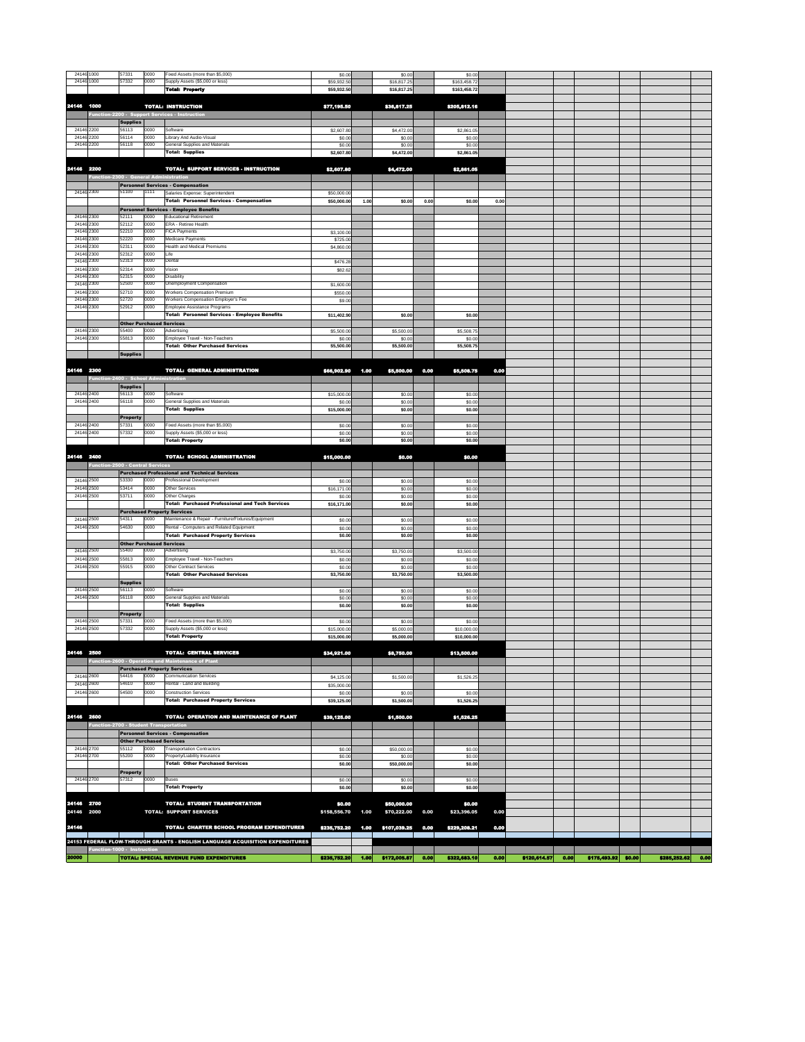| | | | | | | | | | | | | | | | | | |
|---|---|---|---|---|---|---|---|---|---|---|---|---|---|---|---|---|---|
| 24146 | 1000 | 57331 | 0000 | Fixed Assets (more than $5,000) | $0.00 | | $0.00 | | $0.00 | | | | | | | | |
| 24146 | 1000 | 57332 | 0000 | Supply Assets ($5,000 or less) | $59,932.50 | | $16,817.25 | | $163,458.72 | | | | | | | | |
| | | | | **Total: Property** | $59,932.50 | | $16,817.25 | | $163,458.72 | | | | | | | | |
| **24146** | **1000** | | | **TOTAL: INSTRUCTION** | **$77,195.50** | | **$35,817.25** | | **$205,812.16** | | | | | | | | |
| | **Function-2200 - Support Services - Instruction** | | | | | | | | | | | | | | | | |
| | | **Supplies** | | | | | | | | | | | | | | | |
| 24146 | 2200 | 56113 | 0000 | Software | $2,607.80 | | $4,472.00 | | $2,861.05 | | | | | | | | |
| 24146 | 2200 | 56114 | 0000 | Library And Audio-Visual | $0.00 | | $0.00 | | $0.00 | | | | | | | | |
| 24146 | 2200 | 56118 | 0000 | General Supplies and Materials | $0.00 | | $0.00 | | $0.00 | | | | | | | | |
| | | | | **Total: Supplies** | $2,607.80 | | $4,472.00 | | $2,861.05 | | | | | | | | |
| **24146** | **2200** | | | **TOTAL: SUPPORT SERVICES - INSTRUCTION** | **$2,607.80** | | **$4,472.00** | | **$2,861.05** | | | | | | | | |
| | **Function-2300 - General Administration** | | | | | | | | | | | | | | | | |
| | | **Personnel Services - Compensation** | | | | | | | | | | | | | | | |
| 24146 | 2300 | 51100 | 1111 | Salaries Expense: Superintendent | $50,000.00 | | | | | | | | | | | | |
| | | | | **Total: Personnel Services - Compensation** | $50,000.00 | 1.00 | $0.00 | 0.00 | $0.00 | 0.00 | | | | | | | |
| | | **Personnel Services - Employee Benefits** | | | | | | | | | | | | | | | |
| 24146 | 2300 | 52111 | 0000 | Educational Retirement | | | | | | | | | | | | | |
| 24146 | 2300 | 52112 | 0000 | ERA - Retiree Health | | | | | | | | | | | | | |
| 24146 | 2300 | 52210 | 0000 | FICA Payments | $3,100.00 | | | | | | | | | | | | |
| 24146 | 2300 | 52220 | 0000 | Medicare Payments | $725.00 | | | | | | | | | | | | |
| 24146 | 2300 | 52311 | 0000 | Health and Medical Premiums | $4,860.00 | | | | | | | | | | | | |
| 24146 | 2300 | 52312 | 0000 | Life | | | | | | | | | | | | | |
| 24146 | 2300 | 52313 | 0000 | Dental | $476.28 | | | | | | | | | | | | |
| 24146 | 2300 | 52314 | 0000 | Vision | $82.62 | | | | | | | | | | | | |
| 24146 | 2300 | 52315 | 0000 | Disability | | | | | | | | | | | | | |
| 24146 | 2300 | 52500 | 0000 | Unemployment Compensation | $1,600.00 | | | | | | | | | | | | |
| 24146 | 2300 | 52710 | 0000 | Workers Compensation Premium | $550.00 | | | | | | | | | | | | |
| 24146 | 2300 | 52720 | 0000 | Workers Compensation Employer's Fee | $9.00 | | | | | | | | | | | | |
| 24146 | 2300 | 52912 | 0000 | Employee Assistance Programs | | | | | | | | | | | | | |
| | | | | **Total: Personnel Services - Employee Benefits** | $11,402.90 | | $0.00 | | $0.00 | | | | | | | | |
| | | **Other Purchased Services** | | | | | | | | | | | | | | | |
| 24146 | 2300 | 55400 | 0000 | Advertising | $5,500.00 | | $5,500.00 | | $5,508.75 | | | | | | | | |
| 24146 | 2300 | 55813 | 0000 | Employee Travel - Non-Teachers | $0.00 | | $0.00 | | $0.00 | | | | | | | | |
| | | | | **Total: Other Purchased Services** | $5,500.00 | | $5,500.00 | | $5,508.75 | | | | | | | | |
| | | **Supplies** | | | | | | | | | | | | | | | |
| **24146** | **2300** | | | **TOTAL: GENERAL ADMINISTRATION** | **$66,902.90** | **1.00** | **$5,500.00** | **0.00** | **$5,508.75** | **0.00** | | | | | | | |
| | **Function-2400 - School Administration** | | | | | | | | | | | | | | | | |
| | | **Supplies** | | | | | | | | | | | | | | | |
| 24146 | 2400 | 56113 | 0000 | Software | $15,000.00 | | $0.00 | | $0.00 | | | | | | | | |
| 24146 | 2400 | 56118 | 0000 | General Supplies and Materials | $0.00 | | $0.00 | | $0.00 | | | | | | | | |
| | | | | **Total: Supplies** | $15,000.00 | | $0.00 | | $0.00 | | | | | | | | |
| | | **Property** | | | | | | | | | | | | | | | |
| 24146 | 2400 | 57331 | 0000 | Fixed Assets (more than $5,000) | $0.00 | | $0.00 | | $0.00 | | | | | | | | |
| 24146 | 2400 | 57332 | 0000 | Supply Assets ($5,000 or less) | $0.00 | | $0.00 | | $0.00 | | | | | | | | |
| | | | | **Total: Property** | $0.00 | | $0.00 | | $0.00 | | | | | | | | |
| **24146** | **2400** | | | **TOTAL: SCHOOL ADMINISTRATION** | **$15,000.00** | | **$0.00** | | **$0.00** | | | | | | | | |
| | **Function-2500 - Central Services** | | | | | | | | | | | | | | | | |
| | | **Purchased Professional and Technical Services** | | | | | | | | | | | | | | | |
| 24146 | 2500 | 53330 | 0000 | Professional Development | $0.00 | | $0.00 | | $0.00 | | | | | | | | |
| 24146 | 2500 | 53414 | 0000 | Other Services | $16,171.00 | | $0.00 | | $0.00 | | | | | | | | |
| 24146 | 2500 | 53711 | 0000 | Other Charges | $0.00 | | $0.00 | | $0.00 | | | | | | | | |
| | | | | **Total: Purchased Professional and Tech Services** | $16,171.00 | | $0.00 | | $0.00 | | | | | | | | |
| | | **Purchased Property Services** | | | | | | | | | | | | | | | |
| 24146 | 2500 | 54311 | 0000 | Maintenance & Repair - Furniture/Fixtures/Equipment | $0.00 | | $0.00 | | $0.00 | | | | | | | | |
| 24146 | 2500 | 54630 | 0000 | Rental - Computers and Related Equipment | $0.00 | | $0.00 | | $0.00 | | | | | | | | |
| | | | | **Total: Purchased Property Services** | $0.00 | | $0.00 | | $0.00 | | | | | | | | |
| | | **Other Purchased Services** | | | | | | | | | | | | | | | |
| 24146 | 2500 | 55400 | 0000 | Advertising | $3,750.00 | | $3,750.00 | | $3,500.00 | | | | | | | | |
| 24146 | 2500 | 55813 | 0000 | Employee Travel - Non-Teachers | $0.00 | | $0.00 | | $0.00 | | | | | | | | |
| 24146 | 2500 | 55915 | 0000 | Other Contract Services | $0.00 | | $0.00 | | $0.00 | | | | | | | | |
| | | | | **Total: Other Purchased Services** | $3,750.00 | | $3,750.00 | | $3,500.00 | | | | | | | | |
| | | **Supplies** | | | | | | | | | | | | | | | |
| 24146 | 2500 | 56113 | 0000 | Software | $0.00 | | $0.00 | | $0.00 | | | | | | | | |
| 24146 | 2500 | 56118 | 0000 | General Supplies and Materials | $0.00 | | $0.00 | | $0.00 | | | | | | | | |
| | | | | **Total: Supplies** | $0.00 | | $0.00 | | $0.00 | | | | | | | | |
| | | **Property** | | | | | | | | | | | | | | | |
| 24146 | 2500 | 57331 | 0000 | Fixed Assets (more than $5,000) | $0.00 | | $0.00 | | $0.00 | | | | | | | | |
| 24146 | 2500 | 57332 | 0000 | Supply Assets ($5,000 or less) | $15,000.00 | | $5,000.00 | | $10,000.00 | | | | | | | | |
| | | | | **Total: Property** | $15,000.00 | | $5,000.00 | | $10,000.00 | | | | | | | | |
| **24146** | **2500** | | | **TOTAL: CENTRAL SERVICES** | **$34,921.00** | | **$8,750.00** | | **$13,500.00** | | | | | | | | |
| | **Function-2600 - Operation and Maintenance of Plant** | | | | | | | | | | | | | | | | |
| | | **Purchased Property Services** | | | | | | | | | | | | | | | |
| 24146 | 2600 | 54416 | 0000 | Communication Services | $4,125.00 | | $1,500.00 | | $1,526.25 | | | | | | | | |
| 24146 | 2600 | 54610 | 0000 | Rental - Land and Building | $35,000.00 | | | | | | | | | | | | |
| 24146 | 2600 | 54500 | 0000 | Construction Services | $0.00 | | $0.00 | | $0.00 | | | | | | | | |
| | | | | **Total: Purchased Property Services** | $39,125.00 | | $1,500.00 | | $1,526.25 | | | | | | | | |
| **24146** | **2600** | | | **TOTAL: OPERATION AND MAINTENANCE OF PLANT** | **$39,125.00** | | **$1,500.00** | | **$1,526.25** | | | | | | | | |
| | **Function-2700 - Student Transportation** | | | | | | | | | | | | | | | | |
| | | **Personnel Services - Compensation** | | | | | | | | | | | | | | | |
| | | **Other Purchased Services** | | | | | | | | | | | | | | | |
| 24146 | 2700 | 55112 | 0000 | Transportation Contractors | $0.00 | | $50,000.00 | | $0.00 | | | | | | | | |
| 24146 | 2700 | 55200 | 0000 | Property/Liability Insurance | $0.00 | | $0.00 | | $0.00 | | | | | | | | |
| | | | | **Total: Other Purchased Services** | $0.00 | | $50,000.00 | | $0.00 | | | | | | | | |
| | | **Property** | | | | | | | | | | | | | | | |
| 24146 | 2700 | 57312 | 0000 | Buses | $0.00 | | $0.00 | | $0.00 | | | | | | | | |
| | | | | **Total: Property** | $0.00 | | $0.00 | | $0.00 | | | | | | | | |
| **24146** | **2700** | | | **TOTAL: STUDENT TRANSPORTATION** | **$0.00** | | **$50,000.00** | | **$0.00** | | | | | | | | |
| **24146** | **2000** | | | **TOTAL: SUPPORT SERVICES** | **$158,556.70** | **1.00** | **$70,222.00** | **0.00** | **$23,396.05** | **0.00** | | | | | | | |
| **24146** | | | | **TOTAL: CHARTER SCHOOL PROGRAM EXPENDITURES** | **$235,752.20** | **1.00** | **$107,039.25** | **0.00** | **$229,208.21** | **0.00** | | | | | | | |
| **24153 FEDERAL FLOW-THROUGH GRANTS - ENGLISH LANGUAGE ACQUISITION EXPENDITURES** | | | | | | | | | | | | | | | | | |
| | **Function-1000 - Instruction** | | | | | | | | | | | | | | | | |
| **20000** | | | | **TOTAL: SPECIAL REVENUE FUND EXPENDITURES** | **$235,752.20** | **1.00** | **$172,005.87** | **0.00** | **$322,683.10** | **0.00** | **$120,614.57** | **0.00** | **$175,493.92** | **$0.00** | **$285,252.62** | **0.00** | |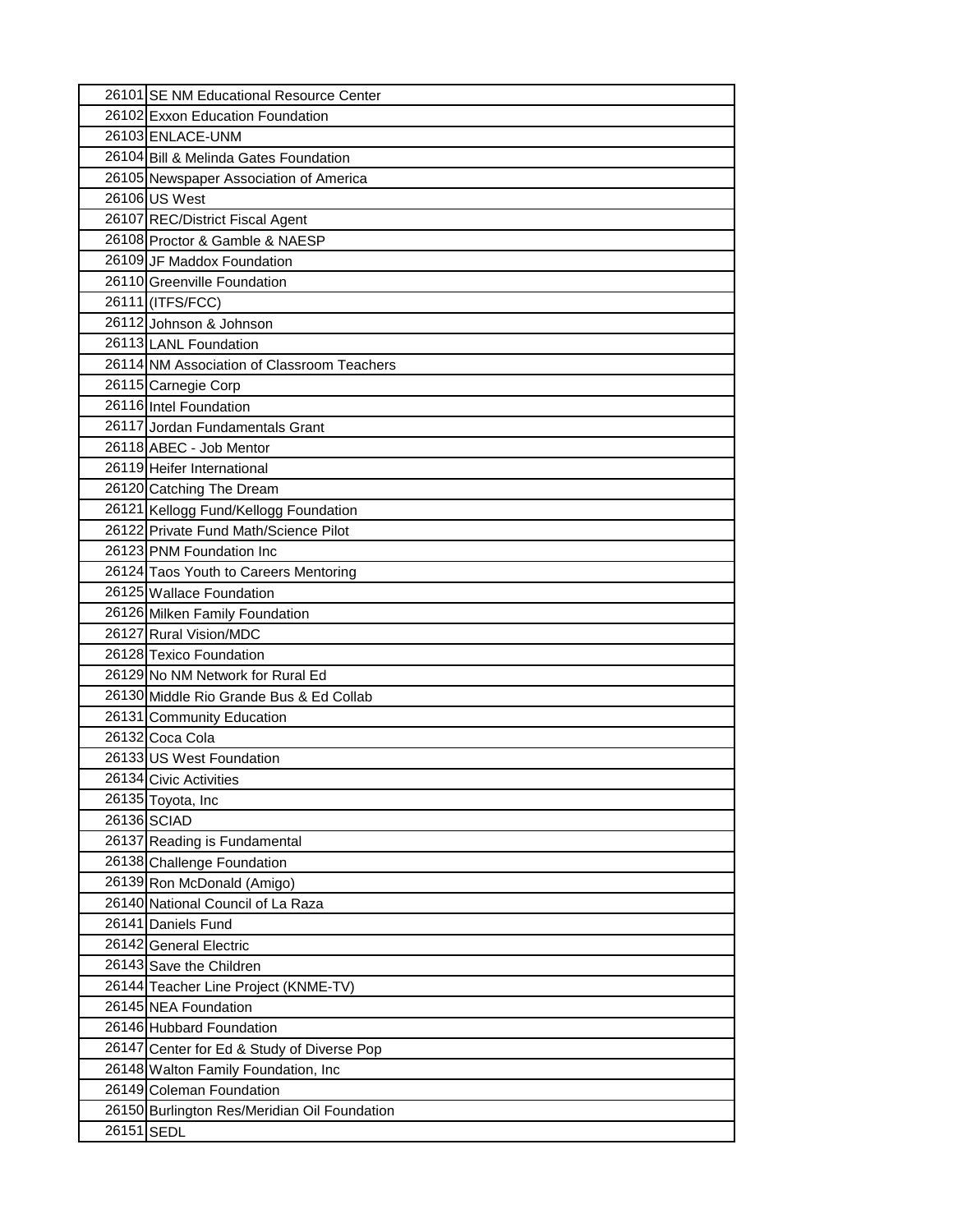| | |
|---|---|
| 26101 | SE NM Educational Resource Center |
| 26102 | Exxon Education Foundation |
| 26103 | ENLACE-UNM |
| 26104 | Bill & Melinda Gates Foundation |
| 26105 | Newspaper Association of America |
| 26106 | US West |
| 26107 | REC/District Fiscal Agent |
| 26108 | Proctor & Gamble & NAESP |
| 26109 | JF Maddox Foundation |
| 26110 | Greenville Foundation |
| 26111 | (ITFS/FCC) |
| 26112 | Johnson & Johnson |
| 26113 | LANL Foundation |
| 26114 | NM Association of Classroom Teachers |
| 26115 | Carnegie Corp |
| 26116 | Intel Foundation |
| 26117 | Jordan Fundamentals Grant |
| 26118 | ABEC - Job Mentor |
| 26119 | Heifer International |
| 26120 | Catching The Dream |
| 26121 | Kellogg Fund/Kellogg Foundation |
| 26122 | Private Fund Math/Science Pilot |
| 26123 | PNM Foundation Inc |
| 26124 | Taos Youth to Careers Mentoring |
| 26125 | Wallace Foundation |
| 26126 | Milken Family Foundation |
| 26127 | Rural Vision/MDC |
| 26128 | Texico Foundation |
| 26129 | No NM Network for Rural Ed |
| 26130 | Middle Rio Grande Bus & Ed Collab |
| 26131 | Community Education |
| 26132 | Coca Cola |
| 26133 | US West Foundation |
| 26134 | Civic Activities |
| 26135 | Toyota, Inc |
| 26136 | SCIAD |
| 26137 | Reading is Fundamental |
| 26138 | Challenge Foundation |
| 26139 | Ron McDonald (Amigo) |
| 26140 | National Council of La Raza |
| 26141 | Daniels Fund |
| 26142 | General Electric |
| 26143 | Save the Children |
| 26144 | Teacher Line Project (KNME-TV) |
| 26145 | NEA Foundation |
| 26146 | Hubbard Foundation |
| 26147 | Center for Ed & Study of Diverse Pop |
| 26148 | Walton Family Foundation, Inc |
| 26149 | Coleman Foundation |
| 26150 | Burlington Res/Meridian Oil Foundation |
| 26151 | SEDL |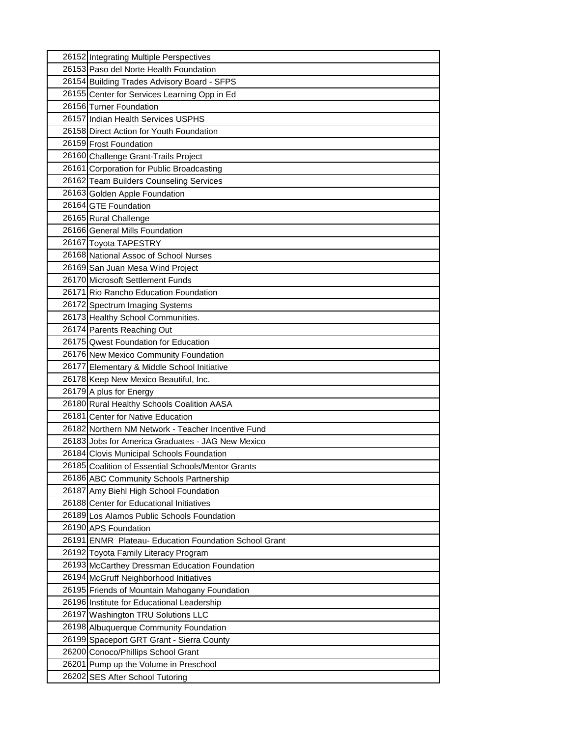| | |
|---|---|
| 26152 | Integrating Multiple Perspectives |
| 26153 | Paso del Norte Health Foundation |
| 26154 | Building Trades Advisory Board - SFPS |
| 26155 | Center for Services Learning Opp in Ed |
| 26156 | Turner Foundation |
| 26157 | Indian Health Services USPHS |
| 26158 | Direct Action for Youth Foundation |
| 26159 | Frost Foundation |
| 26160 | Challenge Grant-Trails Project |
| 26161 | Corporation for Public Broadcasting |
| 26162 | Team Builders Counseling Services |
| 26163 | Golden Apple Foundation |
| 26164 | GTE Foundation |
| 26165 | Rural Challenge |
| 26166 | General Mills Foundation |
| 26167 | Toyota TAPESTRY |
| 26168 | National Assoc of School Nurses |
| 26169 | San Juan Mesa Wind Project |
| 26170 | Microsoft Settlement Funds |
| 26171 | Rio Rancho Education Foundation |
| 26172 | Spectrum Imaging Systems |
| 26173 | Healthy School Communities. |
| 26174 | Parents Reaching Out |
| 26175 | Qwest Foundation for Education |
| 26176 | New Mexico Community Foundation |
| 26177 | Elementary & Middle School Initiative |
| 26178 | Keep New Mexico Beautiful, Inc. |
| 26179 | A plus for Energy |
| 26180 | Rural Healthy Schools Coalition AASA |
| 26181 | Center for Native Education |
| 26182 | Northern NM Network - Teacher Incentive Fund |
| 26183 | Jobs for America Graduates - JAG New Mexico |
| 26184 | Clovis Municipal Schools Foundation |
| 26185 | Coalition of Essential Schools/Mentor Grants |
| 26186 | ABC Community Schools Partnership |
| 26187 | Amy Biehl High School Foundation |
| 26188 | Center for Educational Initiatives |
| 26189 | Los Alamos Public Schools Foundation |
| 26190 | APS Foundation |
| 26191 | ENMR Plateau- Education Foundation School Grant |
| 26192 | Toyota Family Literacy Program |
| 26193 | McCarthey Dressman Education Foundation |
| 26194 | McGruff Neighborhood Initiatives |
| 26195 | Friends of Mountain Mahogany Foundation |
| 26196 | Institute for Educational Leadership |
| 26197 | Washington TRU Solutions LLC |
| 26198 | Albuquerque Community Foundation |
| 26199 | Spaceport GRT Grant - Sierra County |
| 26200 | Conoco/Phillips School Grant |
| 26201 | Pump up the Volume in Preschool |
| 26202 | SES After School Tutoring |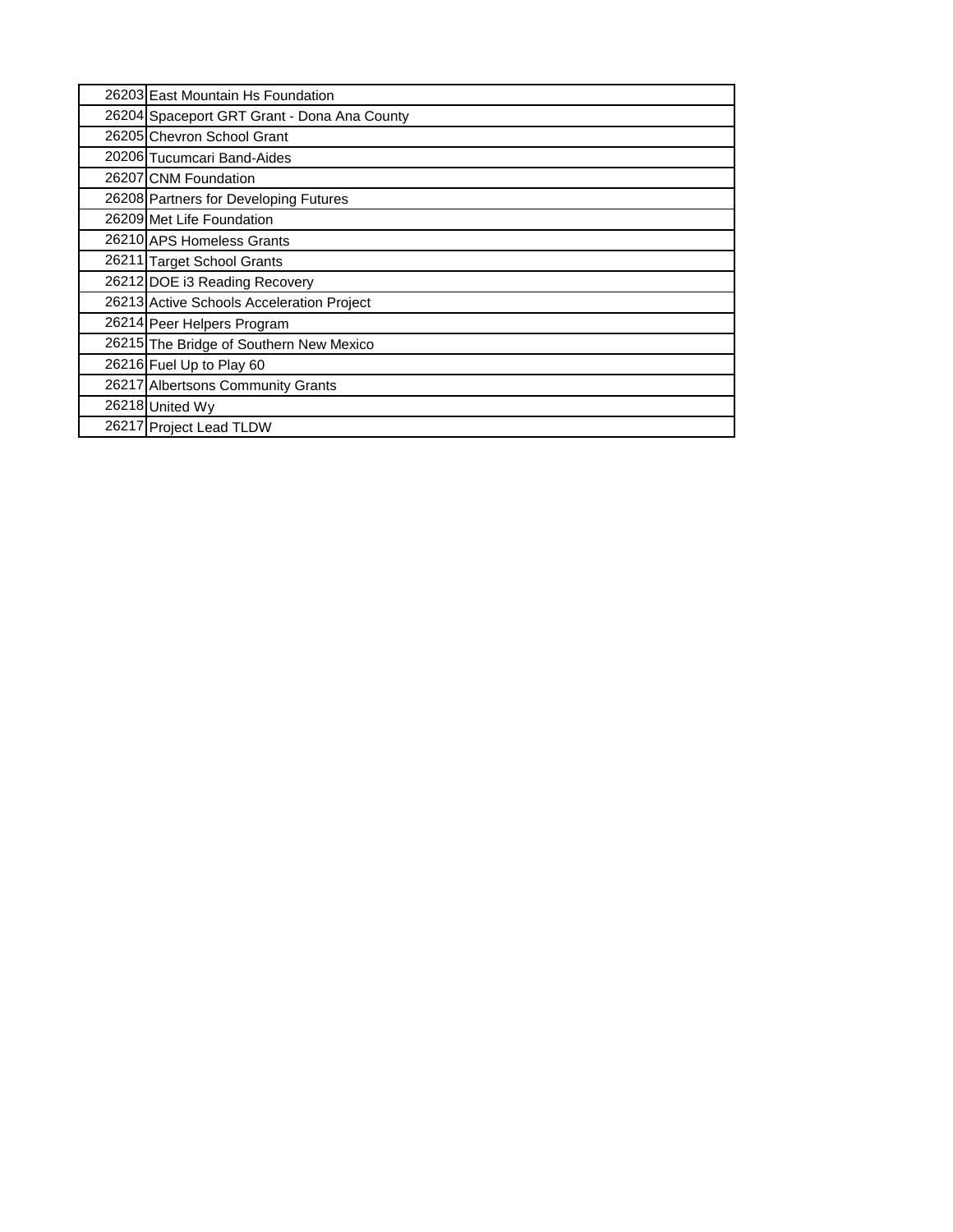| | |
|---|---|
| 26203 | East Mountain Hs Foundation |
| 26204 | Spaceport GRT Grant - Dona Ana County |
| 26205 | Chevron School Grant |
| 20206 | Tucumcari Band-Aides |
| 26207 | CNM Foundation |
| 26208 | Partners for Developing Futures |
| 26209 | Met Life Foundation |
| 26210 | APS Homeless Grants |
| 26211 | Target School Grants |
| 26212 | DOE i3 Reading Recovery |
| 26213 | Active Schools Acceleration Project |
| 26214 | Peer Helpers Program |
| 26215 | The Bridge of Southern New Mexico |
| 26216 | Fuel Up to Play 60 |
| 26217 | Albertsons Community Grants |
| 26218 | United Wy |
| 26217 | Project Lead TLDW |